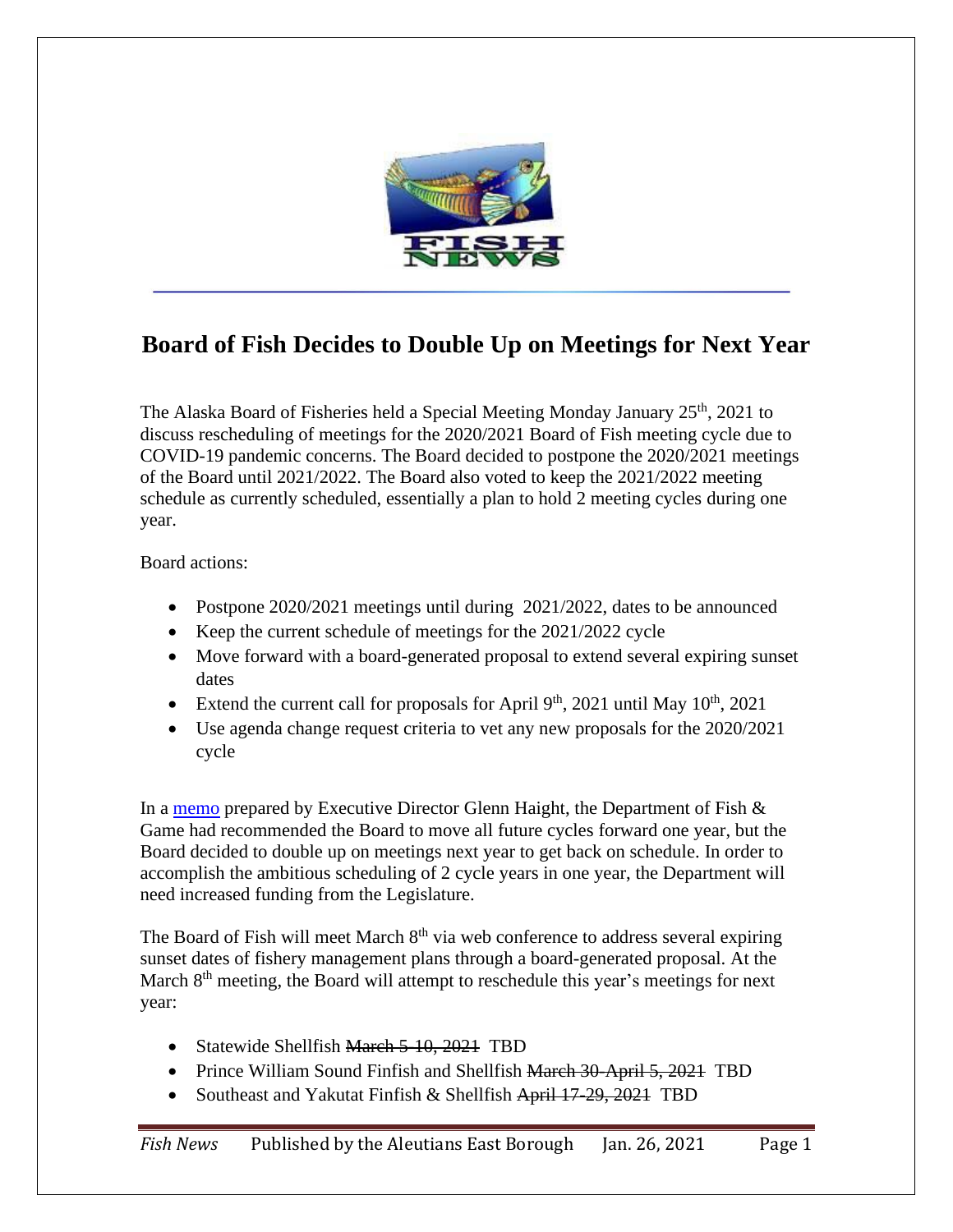# Board of Fish Decides to Double Up on Meetings for Next Year

The Alaska Board of Fisheries held a Special Meeting Monday January 25th, 2021 to discuss rescheduling of meetings for the 2020/2021 Board of Fish meeting cycle due to COVID-19 pandemic concerns. The Board decided to postpone the 2020/2021 meetings of the Board until 2021/2022. The Board also voted to keep the 2021/2022 meeting schedule as currently scheduled, essentially a plan to hold 2 meeting cycles during one year.

Board actions:

- Postpone 2020/2021 meetings until during 2021/2022, dates to be announced
- Keep the current schedule of meetings for the 2021/2022 cycle
- Move forward with a board-generated proposal to extend several expiring sunset dates
- Extend the current call for proposals for April 9th, 2021 until May 10th, 2021
- Use agenda change request criteria to vet any new proposals for the 2020/2021 cycle

In a [memo](memo) prepared by Executive Director Glenn Haight, the Department of Fish & Game had recommended the Board to move all future cycles forward one year, but the Board decided to double up on meetings next year to get back on schedule. In order to accomplish the ambitious scheduling of 2 cycle years in one year, the Department will need increased funding from the Legislature.

The Board of Fish will meet March 8th via web conference to address several expiring sunset dates of fishery management plans through a board-generated proposal. At the March 8th meeting, the Board will attempt to reschedule this year's meetings for next year:

- Statewide Shellfish ~~March 5-10, 2021~~ TBD
- Prince William Sound Finfish and Shellfish ~~March 30-April 5, 2021~~ TBD
- Southeast and Yakutat Finfish & Shellfish ~~April 17-29, 2021~~ TBD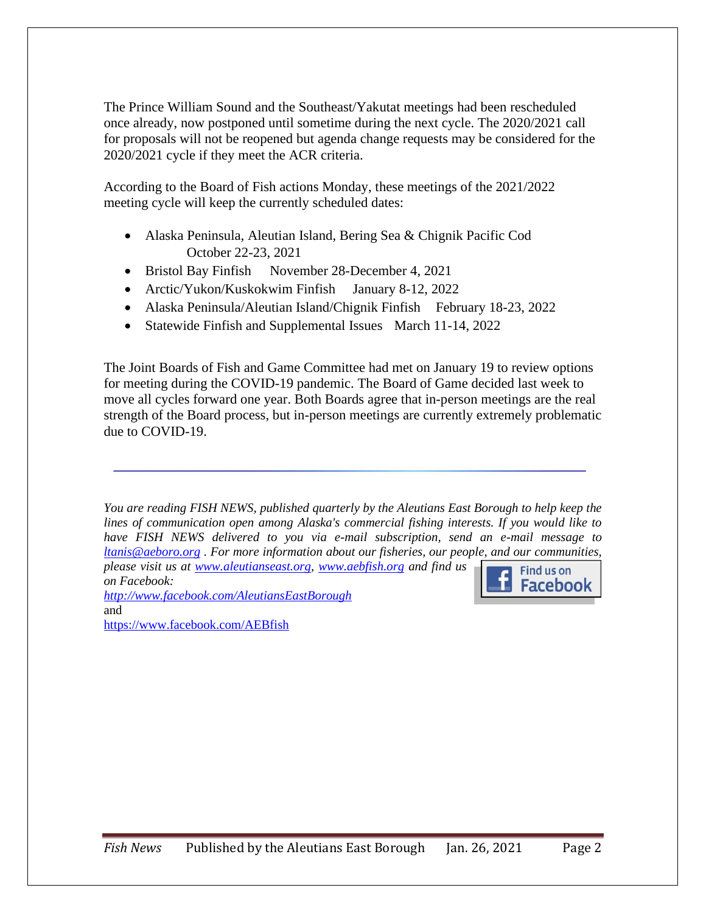The Prince William Sound and the Southeast/Yakutat meetings had been rescheduled once already, now postponed until sometime during the next cycle. The 2020/2021 call for proposals will not be reopened but agenda change requests may be considered for the 2020/2021 cycle if they meet the ACR criteria.

According to the Board of Fish actions Monday, these meetings of the 2021/2022 meeting cycle will keep the currently scheduled dates:

- Alaska Peninsula, Aleutian Island, Bering Sea & Chignik Pacific Cod October 22-23, 2021
- Bristol Bay Finfish November 28-December 4, 2021
- Arctic/Yukon/Kuskokwim Finfish January 8-12, 2022
- Alaska Peninsula/Aleutian Island/Chignik Finfish February 18-23, 2022
- Statewide Finfish and Supplemental Issues March 11-14, 2022

The Joint Boards of Fish and Game Committee had met on January 19 to review options for meeting during the COVID-19 pandemic. The Board of Game decided last week to move all cycles forward one year. Both Boards agree that in-person meetings are the real strength of the Board process, but in-person meetings are currently extremely problematic due to COVID-19.

---

*You are reading FISH NEWS, published quarterly by the Aleutians East Borough to help keep the lines of communication open among Alaska's commercial fishing interests. If you would like to have FISH NEWS delivered to you via e-mail subscription, send an e-mail message to [ltanis@aeboro.org](mailto:ltanis@aeboro.org) . For more information about our fisheries, our people, and our communities, please visit us at [www.aleutianseast.org](http://www.aleutianseast.org), [www.aebfish.org](http://www.aebfish.org) and find us on Facebook:*

*[http://www.facebook.com/AleutiansEastBorough](http://www.facebook.com/AleutiansEastBorough)*

and

[https://www.facebook.com/AEBfish](https://www.facebook.com/AEBfish)

Find us on Facebook